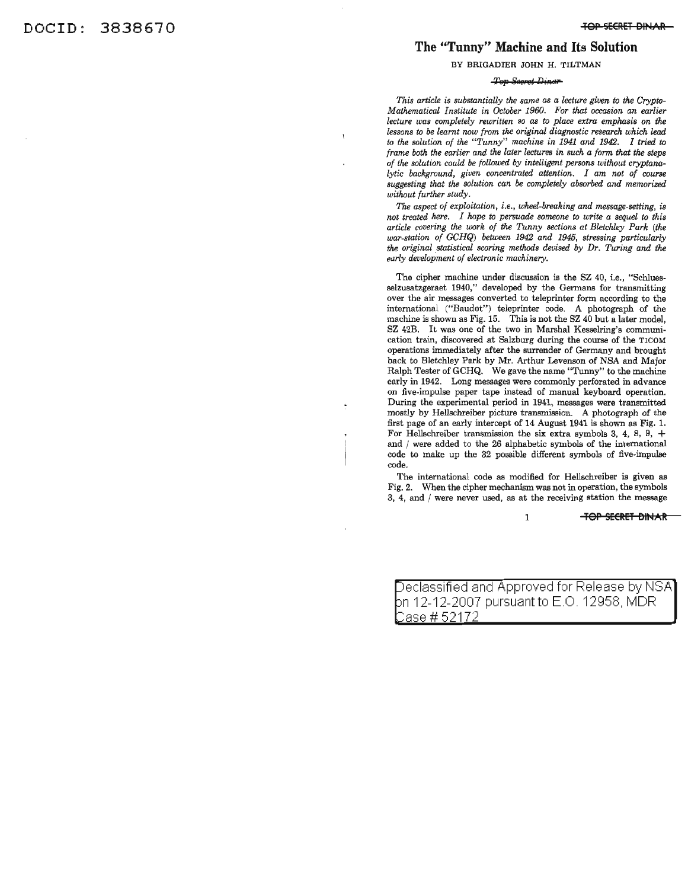# The "Tunny" Machine and Its Solution

BY BRIGADIER JOHN H. TILTMAN

~~Top Secret Dinar~~

*This article is substantially the same as a lecture given to the Crypto-Mathematical Institute in October 1960. For that occasion an earlier lecture was completely rewritten so as to place extra emphasis on the lessons to be learnt now from the original diagnostic research which lead to the solution of the "Tunny" machine in 1941 and 1942. I tried to frame both the earlier and the later lectures in such a form that the steps of the solution could be followed by intelligent persons without cryptanalytic background, given concentrated attention. I am not of course suggesting that the solution can be completely absorbed and memorized without further study.*

*The aspect of exploitation, i.e., wheel-breaking and message-setting, is not treated here. I hope to persuade someone to write a sequel to this article covering the work of the Tunny sections at Bletchley Park (the war-station of GCHQ) between 1942 and 1945, stressing particularly the original statistical scoring methods devised by Dr. Turing and the early development of electronic machinery.*

The cipher machine under discussion is the SZ 40, i.e., "Schluesselzusatzgeraet 1940," developed by the Germans for transmitting over the air messages converted to teleprinter form according to the international ("Baudot") teleprinter code. A photograph of the machine is shown as Fig. 15. This is not the SZ 40 but a later model, SZ 42B. It was one of the two in Marshal Kesselring's communication train, discovered at Salzburg during the course of the TICOM operations immediately after the surrender of Germany and brought back to Bletchley Park by Mr. Arthur Levenson of NSA and Major Ralph Tester of GCHQ. We gave the name "Tunny" to the machine early in 1942. Long messages were commonly perforated in advance on five-impulse paper tape instead of manual keyboard operation. During the experimental period in 1941, messages were transmitted mostly by Hellschreiber picture transmission. A photograph of the first page of an early intercept of 14 August 1941 is shown as Fig. 1. For Hellschreiber transmission the six extra symbols 3, 4, 8, 9, + and / were added to the 26 alphabetic symbols of the international code to make up the 32 possible different symbols of five-impulse code.

The international code as modified for Hellschreiber is given as Fig. 2. When the cipher mechanism was not in operation, the symbols 3, 4, and / were never used, as at the receiving station the message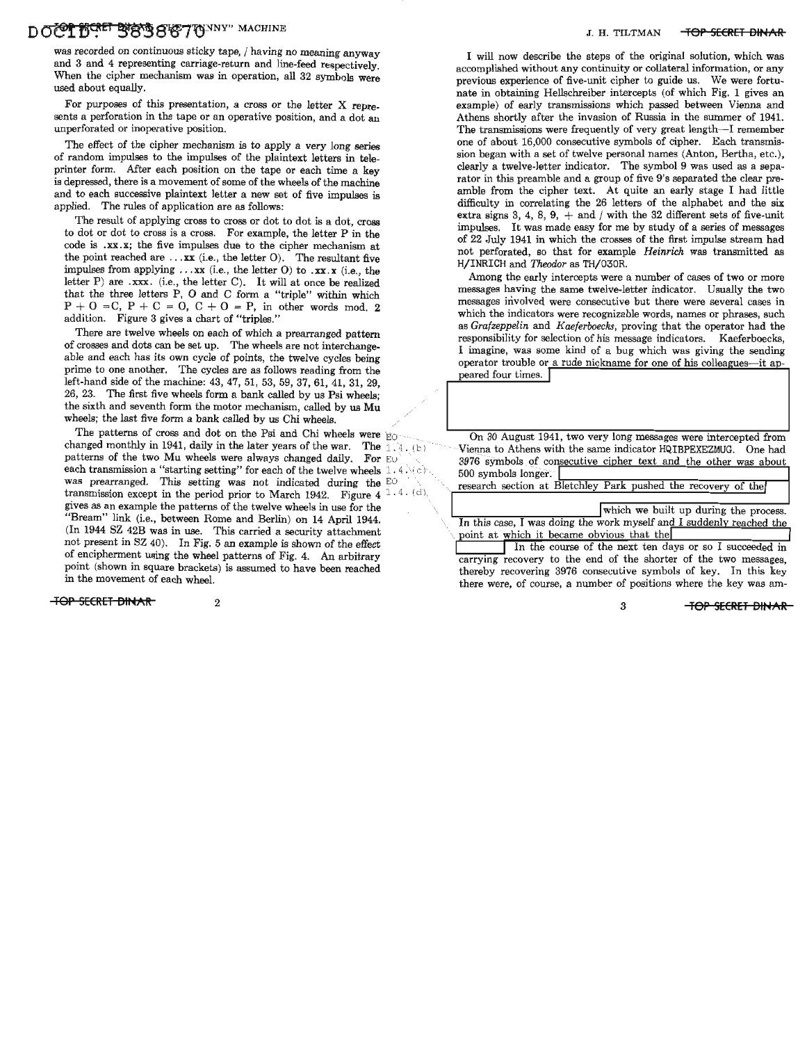was recorded on continuous sticky tape, / having no meaning anyway and 3 and 4 representing carriage-return and line-feed respectively. When the cipher mechanism was in operation, all 32 symbols were used about equally.

For purposes of this presentation, a cross or the letter X represents a perforation in the tape or an operative position, and a dot an unperforated or inoperative position.

The effect of the cipher mechanism is to apply a very long series of random impulses to the impulses of the plaintext letters in teleprinter form. After each position on the tape or each time a key is depressed, there is a movement of some of the wheels of the machine and to each successive plaintext letter a new set of five impulses is applied. The rules of application are as follows:

The result of applying cross to cross or dot to dot is a dot, cross to dot or dot to cross is a cross. For example, the letter P in the code is .xx.x; the five impulses due to the cipher mechanism at the point reached are ...xx (i.e., the letter O). The resultant five impulses from applying ...xx (i.e., the letter O) to .xx.x (i.e., the letter P) are .xxx. (i.e., the letter C). It will at once be realized that the three letters P, O and C form a "triple" within which P + O = C, P + C = O, C + O = P, in other words mod. 2 addition. Figure 3 gives a chart of "triples."

There are twelve wheels on each of which a prearranged pattern of crosses and dots can be set up. The wheels are not interchangeable and each has its own cycle of points, the twelve cycles being prime to one another. The cycles are as follows reading from the left-hand side of the machine: 43, 47, 51, 53, 59, 37, 61, 41, 31, 29, 26, 23. The first five wheels form a bank called by us Psi wheels; the sixth and seventh form the motor mechanism, called by us Mu wheels; the last five form a bank called by us Chi wheels.

The patterns of cross and dot on the Psi and Chi wheels were changed monthly in 1941, daily in the later years of the war. The patterns of the two Mu wheels were always changed daily. For each transmission a "starting setting" for each of the twelve wheels was prearranged. This setting was not indicated during the transmission except in the period prior to March 1942. Figure 4 gives as an example the patterns of the twelve wheels in use for the "Bream" link (i.e., between Rome and Berlin) on 14 April 1944. (In 1944 SZ 42B was in use. This carried a security attachment not present in SZ 40). In Fig. 5 an example is shown of the effect of encipherment using the wheel patterns of Fig. 4. An arbitrary point (shown in square brackets) is assumed to have been reached in the movement of each wheel.

I will now describe the steps of the original solution, which was accomplished without any continuity or collateral information, or any previous experience of five-unit cipher to guide us. We were fortunate in obtaining Hellschreiber intercepts (of which Fig. 1 gives an example) of early transmissions which passed between Vienna and Athens shortly after the invasion of Russia in the summer of 1941. The transmissions were frequently of very great length—I remember one of about 16,000 consecutive symbols of cipher. Each transmission began with a set of twelve personal names (Anton, Bertha, etc.), clearly a twelve-letter indicator. The symbol 9 was used as a separator in this preamble and a group of five 9's separated the clear preamble from the cipher text. At quite an early stage I had little difficulty in correlating the 26 letters of the alphabet and the six extra signs 3, 4, 8, 9, + and / with the 32 different sets of five-unit impulses. It was made easy for me by study of a series of messages of 22 July 1941 in which the crosses of the first impulse stream had not perforated, so that for example *Heinrich* was transmitted as H/INRICH and *Theodor* as TH/O3OR.

Among the early intercepts were a number of cases of two or more messages having the same twelve-letter indicator. Usually the two messages involved were consecutive but there were several cases in which the indicators were recognizable words, names or phrases, such as *Grafzeppelin* and *Kaeferboecks*, proving that the operator had the responsibility for selection of his message indicators. Kaeferboecks, I imagine, was some kind of a bug which was giving the sending operator trouble or a rude nickname for one of his colleagues—it appeared four times.

EO 1.4.(b)
EO 1.4.(c)
EO 1.4.(d)

On 30 August 1941, two very long messages were intercepted from Vienna to Athens with the same indicator HQIBPEXEZMUG. One had 3976 symbols of consecutive cipher text and the other was about 500 symbols longer. research section at Bletchley Park pushed the recovery of the which we built up during the process. In this case, I was doing the work myself and I suddenly reached the point at which it became obvious that the In the course of the next ten days or so I succeeded in carrying recovery to the end of the shorter of the two messages, thereby recovering 3976 consecutive symbols of key. In this key there were, of course, a number of positions where the key was am-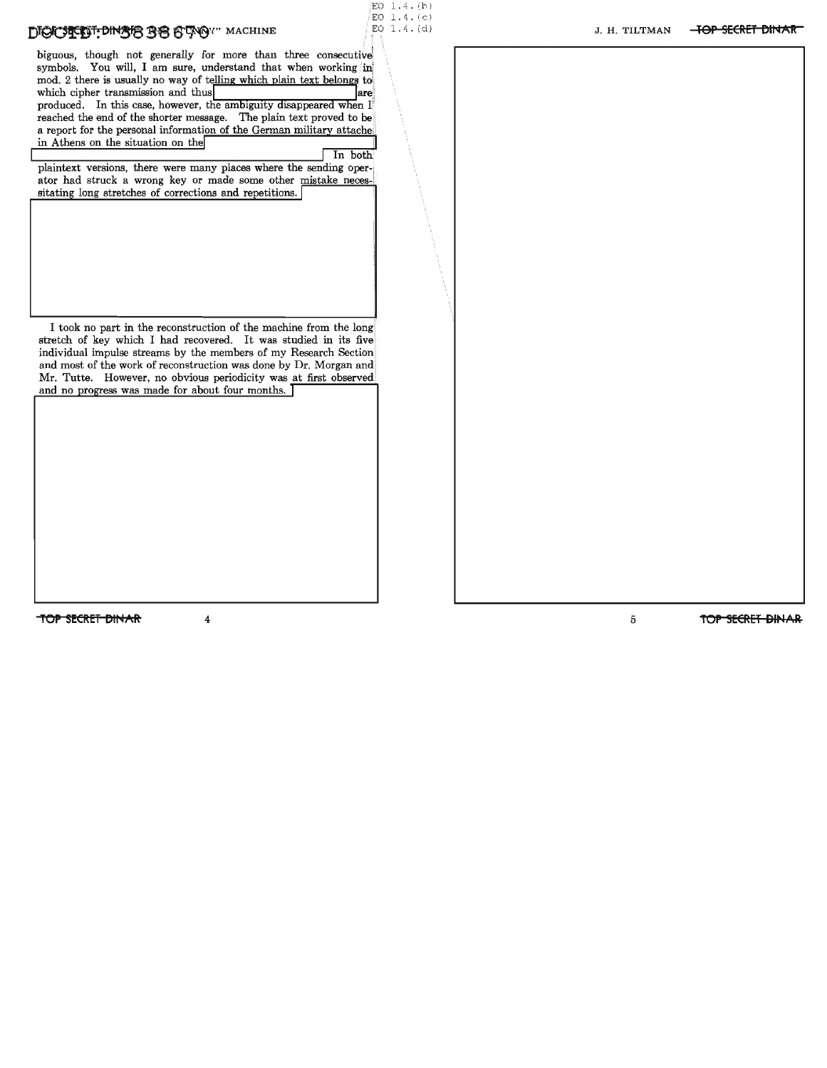biguous, though not generally for more than three consecutive symbols. You will, I am sure, understand that when working in mod. 2 there is usually no way of telling which plain text belongs to which cipher transmission and thus [redacted] are produced. In this case, however, the ambiguity disappeared when I reached the end of the shorter message. The plain text proved to be a report for the personal information of the German military attache in Athens on the situation on the [redacted] In both plaintext versions, there were many places where the sending operator had struck a wrong key or made some other mistake necessitating long stretches of corrections and repetitions. [redacted]

I took no part in the reconstruction of the machine from the long stretch of key which I had recovered. It was studied in its five individual impulse streams by the members of my Research Section and most of the work of reconstruction was done by Dr. Morgan and Mr. Tutte. However, no obvious periodicity was at first observed and no progress was made for about four months. [redacted]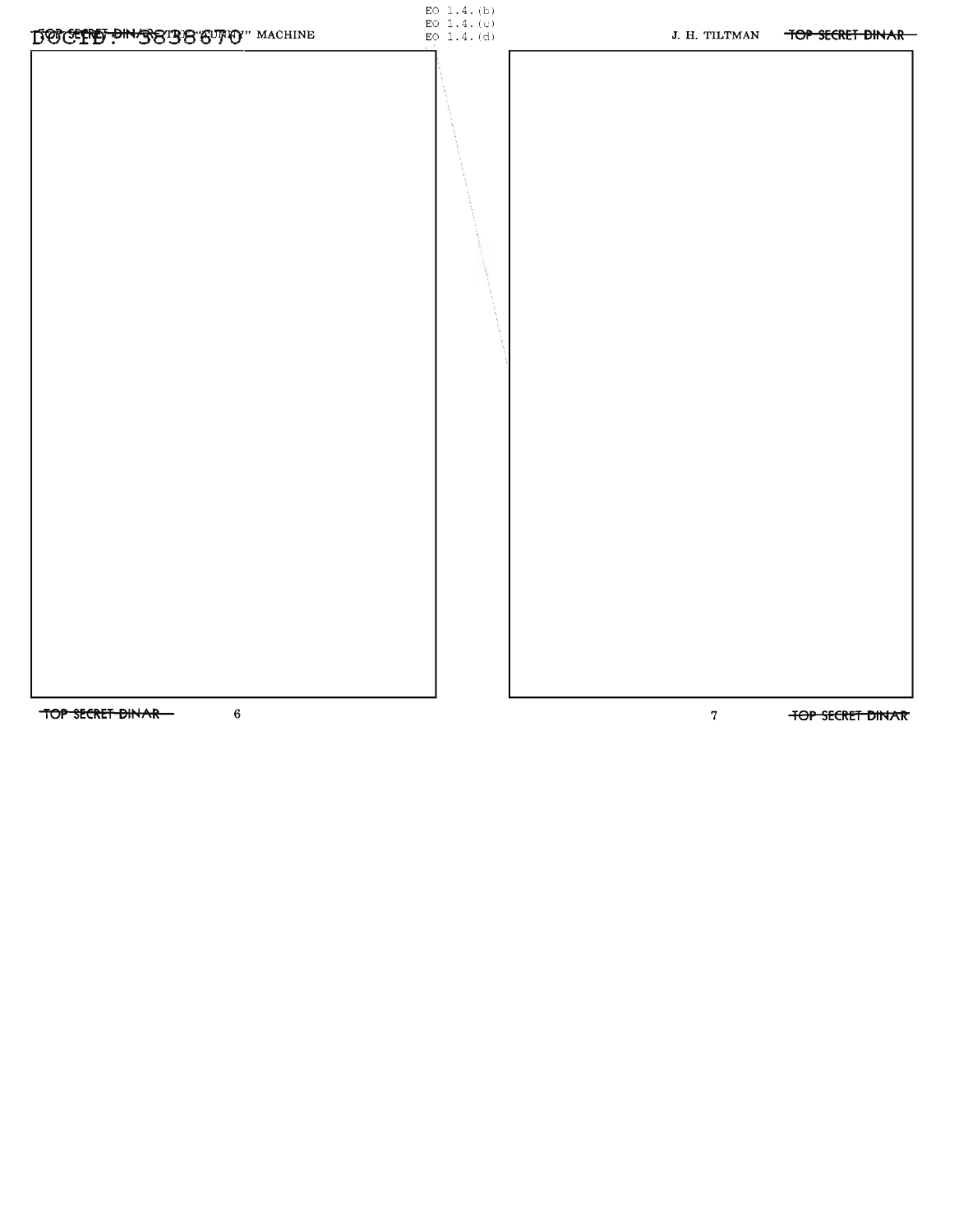EO 1.4.(b)
EO 1.4.(c)
EO 1.4.(d)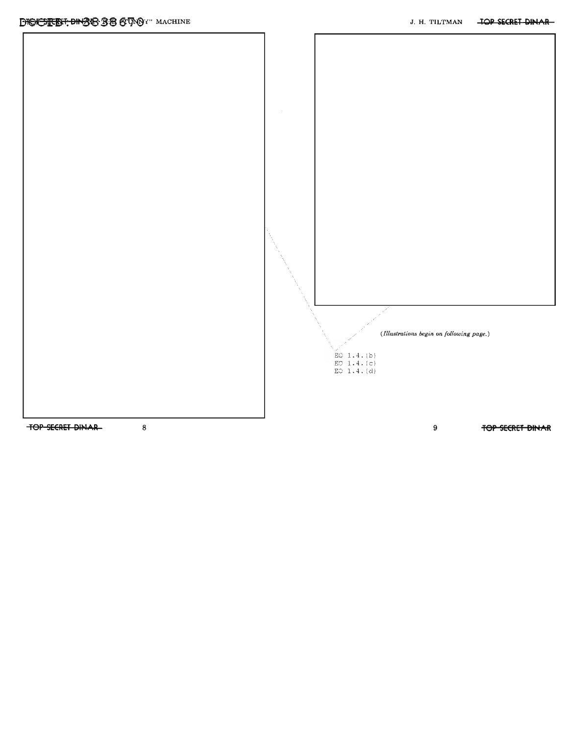*(Illustrations begin on following page.)*

EO 1.4.(b)
EO 1.4.(c)
EO 1.4.(d)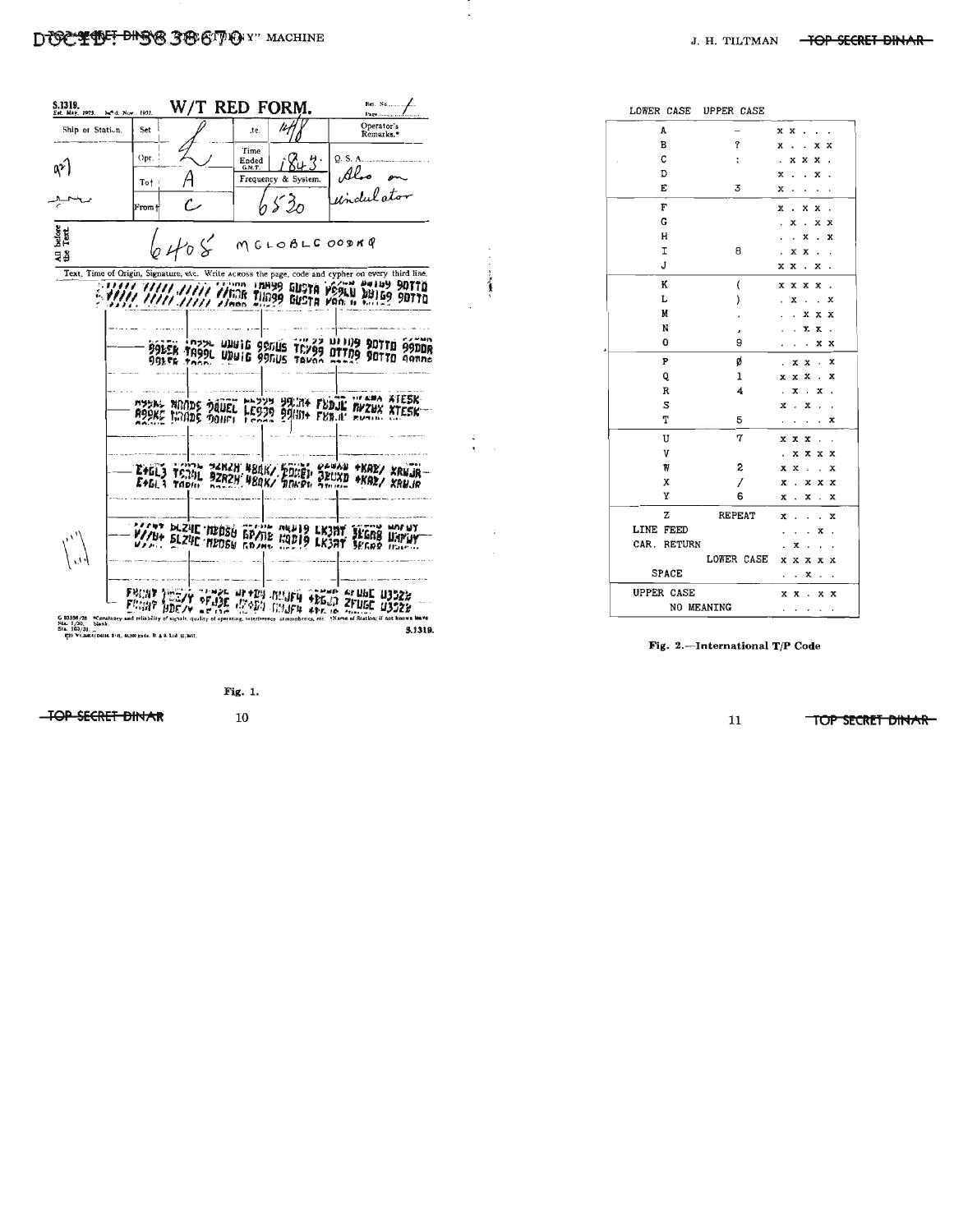S.1319. Est. May, 1923. Rev'd. Nov., 1927.

**W/T RED FORM.**

| Ship or Station | Set | | Date | 14/8 | Operator's Remarks.* |
|---|---|---|---|---|---|
| 927 | Opr. | | Time Ended G.M.T. | 1843 | Q. S. A. |
| | To† | A | Frequency & System. | | Also on |
| | From† | C | | 6530 | undulator |

All before the Text: 6408 MCLOBLCOODKQ

Text, Time of Origin, Signature, etc. Write ACROSS the page, code and cypher on every third line.

G 8558/28 *Constancy and reliability of signals, quality of operating, interference atmospherics, etc. †Name of Station; if not known leave blank.

S.1319.

Fig. 1.

| LOWER CASE | UPPER CASE | |
|---|---|---|
| A | – | x x . . . |
| B | ? | x . . x x |
| C | : | . x x x . |
| D | | x . . x . |
| E | 3 | x . . . . |
| F | | x . x x . |
| G | | . x . x x |
| H | | . . x . x |
| I | 8 | . x x . . |
| J | | x x . x . |
| K | ( | x x x x . |
| L | ) | . x . . x |
| M | . | . . x x x |
| N | , | . . x x . |
| O | 9 | . . . x x |
| P | ø | . x x . x |
| Q | 1 | x x x . x |
| R | 4 | . x . x . |
| S | | x . x . . |
| T | 5 | . . . . x |
| U | 7 | x x x . . |
| V | | . x x x x |
| W | 2 | x x . . x |
| X | / | x . x x x |
| Y | 6 | x . x . x |
| Z | REPEAT | x . . . x |
| LINE FEED | | . . . x . |
| CAR. RETURN | | . x . . . |
| | LOWER CASE | x x x x x |
| SPACE | | . . x . . |
| UPPER CASE | | x x . x x |
| NO MEANING | | . . . . . |

Fig. 2.—International T/P Code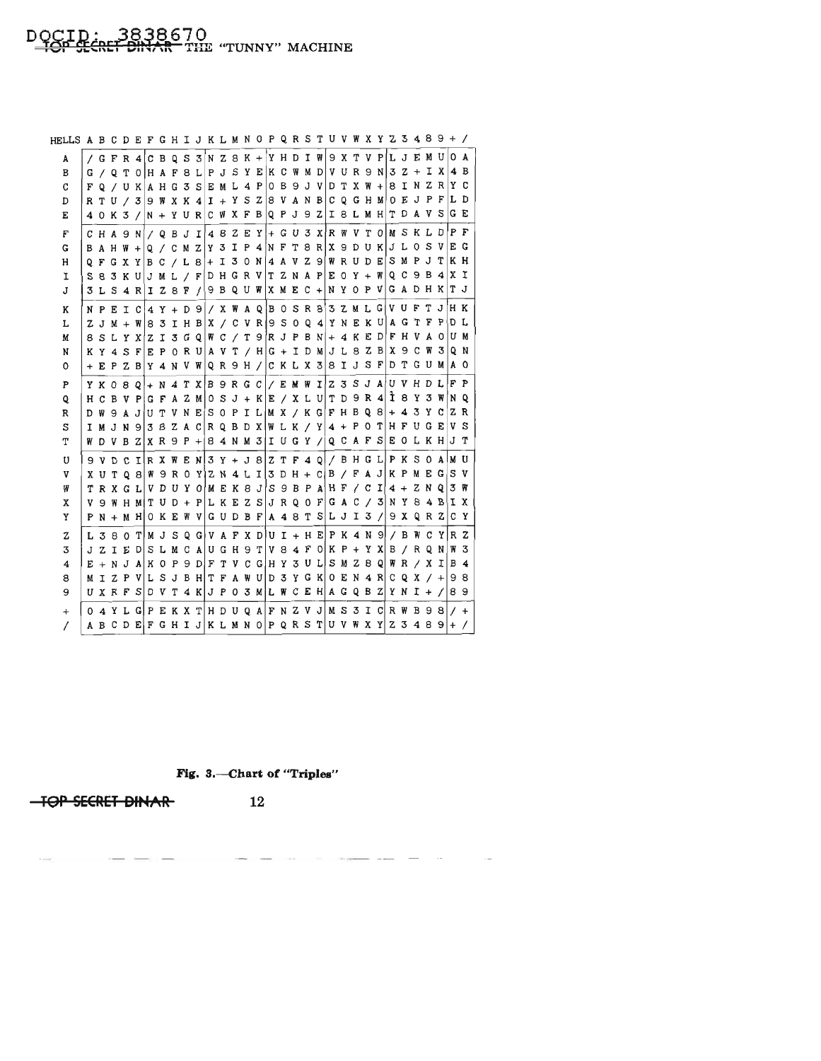| HELLS | A | B | C | D | E | F | G | H | I | J | K | L | M | N | O | P | Q | R | S | T | U | V | W | X | Y | Z | 3 | 4 | 8 | 9 | + | / |
|---|---|---|---|---|---|---|---|---|---|---|---|---|---|---|---|---|---|---|---|---|---|---|---|---|---|---|---|---|---|---|---|---|
| A | / | G | F | R | 4 | C | B | Q | S | 3 | N | Z | 8 | K | + | Y | H | D | I | W | 9 | X | T | V | P | L | J | E | M | U | O | A |
| B | G | / | Q | T | O | H | A | F | 8 | L | P | J | S | Y | E | K | C | W | M | D | V | U | R | 9 | N | 3 | Z | + | I | X | 4 | B |
| C | F | Q | / | U | K | A | H | G | 3 | S | E | M | L | 4 | P | O | B | 9 | J | V | D | T | X | W | + | 8 | I | N | Z | R | Y | C |
| D | R | T | U | / | 3 | 9 | W | X | K | 4 | I | + | Y | S | Z | 8 | V | A | N | B | C | Q | G | H | M | O | E | J | P | F | L | D |
| E | 4 | O | K | 3 | / | N | + | Y | U | R | C | W | X | F | B | Q | P | J | 9 | Z | I | 8 | L | M | H | T | D | A | V | S | G | E |
| F | C | H | A | 9 | N | / | Q | B | J | I | 4 | 8 | Z | E | Y | + | G | U | 3 | X | R | W | V | T | O | M | S | K | L | D | P | F |
| G | B | A | H | W | + | Q | / | C | M | Z | Y | 3 | I | P | 4 | N | F | T | 8 | R | X | 9 | D | U | K | J | L | O | S | V | E | G |
| H | Q | F | G | X | Y | B | C | / | L | 8 | + | I | 3 | O | N | 4 | A | V | Z | 9 | W | R | U | D | E | S | M | P | J | T | K | H |
| I | S | 8 | 3 | K | U | J | M | L | / | F | D | H | G | R | V | T | Z | N | A | P | E | O | Y | + | W | Q | C | 9 | B | 4 | X | I |
| J | 3 | L | S | 4 | R | I | Z | 8 | F | / | 9 | B | Q | U | W | X | M | E | C | + | N | Y | O | P | V | G | A | D | H | K | T | J |
| K | N | P | E | I | C | 4 | Y | + | D | 9 | / | X | W | A | Q | B | O | S | R | 8 | 3 | Z | M | L | G | V | U | F | T | J | H | K |
| L | Z | J | M | + | W | 8 | 3 | I | H | B | X | / | C | V | R | 9 | S | O | Q | 4 | Y | N | E | K | U | A | G | T | F | P | D | L |
| M | 8 | S | L | Y | X | Z | I | 3 | G | Q | W | C | / | T | 9 | R | J | P | B | N | + | 4 | K | E | D | F | H | V | A | O | U | M |
| N | K | Y | 4 | S | F | E | P | O | R | U | A | V | T | / | H | G | + | I | D | M | J | L | 8 | Z | B | X | 9 | C | W | 3 | Q | N |
| O | + | E | P | Z | B | Y | 4 | N | V | W | Q | R | 9 | H | / | C | K | L | X | 3 | 8 | I | J | S | F | D | T | G | U | M | A | O |
| P | Y | K | O | 8 | Q | + | N | 4 | T | X | B | 9 | R | G | C | / | E | M | W | I | Z | 3 | S | J | A | U | V | H | D | L | F | P |
| Q | H | C | B | V | P | G | F | A | Z | M | O | S | J | + | K | E | / | X | L | U | T | D | 9 | R | 4 | I | 8 | Y | 3 | W | N | Q |
| R | D | W | 9 | A | J | U | T | V | N | E | S | O | P | I | L | M | X | / | K | G | F | H | B | Q | 8 | + | 4 | 3 | Y | C | Z | R |
| S | I | M | J | N | 9 | 3 | 8 | Z | A | C | R | Q | B | D | X | W | L | K | / | Y | 4 | + | P | O | T | H | F | U | G | E | V | S |
| T | W | D | V | B | Z | X | R | 9 | P | + | 8 | 4 | N | M | 3 | I | U | G | Y | / | Q | C | A | F | S | E | O | L | K | H | J | T |
| U | 9 | V | O | C | I | R | X | W | E | N | 3 | Y | + | J | 8 | Z | T | F | 4 | Q | / | B | H | G | L | P | K | S | O | A | M | U |
| V | X | U | T | Q | 8 | W | 9 | R | O | Y | Z | N | 4 | L | I | 3 | D | H | + | C | B | / | F | A | J | K | P | M | E | G | S | V |
| W | T | R | X | G | L | V | D | U | Y | O | M | E | K | 8 | J | S | 9 | B | P | A | H | F | / | C | I | 4 | + | Z | N | Q | 3 | W |
| X | V | 9 | W | H | M | T | U | D | + | P | L | K | E | Z | S | J | R | Q | O | F | G | A | C | / | 3 | N | Y | 8 | 4 | B | I | X |
| Y | P | N | + | M | H | O | K | E | W | V | G | U | D | B | F | A | 4 | 8 | T | S | L | J | I | 3 | / | 9 | X | Q | R | Z | C | Y |
| Z | L | 3 | 8 | O | T | M | J | S | Q | G | V | A | F | X | D | U | I | + | H | E | P | K | 4 | N | 9 | / | B | W | C | Y | R | Z |
| 3 | J | Z | I | E | D | S | L | M | C | A | U | G | H | 9 | T | V | 8 | 4 | F | O | K | P | + | Y | X | B | / | R | Q | N | W | 3 |
| 4 | E | + | N | J | A | K | O | P | 9 | D | F | T | V | C | G | H | Y | 3 | U | L | S | M | Z | 8 | Q | W | R | / | X | I | B | 4 |
| 8 | M | I | Z | P | V | L | S | J | B | H | T | F | A | W | U | D | 3 | Y | G | K | O | E | N | 4 | R | C | Q | X | / | + | 9 | 8 |
| 9 | U | X | R | F | S | D | V | T | 4 | K | J | P | O | 3 | M | L | W | C | E | H | A | G | Q | B | Z | Y | N | I | + | / | 8 | 9 |
| + | O | 4 | Y | L | G | P | E | K | X | T | H | D | U | Q | A | F | N | Z | V | J | M | S | 3 | I | C | R | W | B | 9 | 8 | / | + |
| / | A | B | C | D | E | F | G | H | I | J | K | L | M | N | O | P | Q | R | S | T | U | V | W | X | Y | Z | 3 | 4 | 8 | 9 | + | / |

**Fig. 3.—Chart of "Triples"**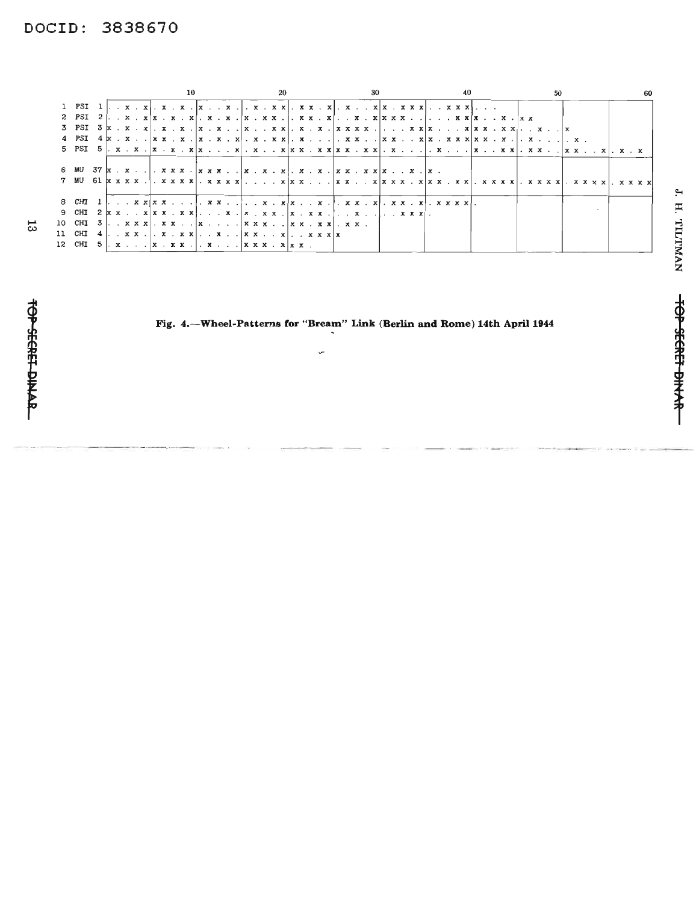```
                    10                  20                  30                  40                  50                  60
 1  PSI  1  . . x . x|. x . x .|x . . x .|. x . x x|. x x . x|. x . . x|x . x x x|. . x x x|. . .
 2  PSI  2  . . x . x|x . x . x|. x . x .|x . x x .|. x x . x|. . x . x|x x x . .|. . . x x|x . . x .|x x
 3  PSI  3  x . x . x|. x . x .|x . x . .|x . . x x|. x . x .|x x x x .|. . . x x|x . . . x|x x . x x|. . x . .|x
 4  PSI  4  x . x . .|x x . x .|x . x . x|. x . x x|. x . . .|. x x . .|x x . . x|x . x x x|x x . x .|. x . . .|. x .
 5  PSI  5  . x . x .|x . x . x|x . . . x|. x . . x|x x . x x|x x . x x|. x . . .|. x . . .|x . . x x|. x x . .|x x . . x|. x . x

 6  MU  37  x . x . .|. x x x .|x x x . .|x . x . x|. x . x .|x x . x x|x . . x .|x .
 7  MU  61  x x x x .|. x x x x|. x x x x|. . . . x|x x . . .|x x . . x|x x x . x|x x . x x|. x x x x|. x x x x|. x x x x|. x x x x

 8  CHI  1  . . . x x|x x . . .|. x x . .|. . x . x|x . . x .|. x x . x|. x x . x|. x x x x|.
 9  CHI  2  x x . . x|x x . x x|. . . x .|x . x x .|x . x x .|. . x . .|. . x x x|.
10  CHI  3  . . x x x|. x x . .|x . . . .|x x x . .|x x . x x|. x x .
11  CHI  4  . . x x .|. x . x x|. . x . .|x x . . x|. . x x x|x
12  CHI  5  . x . . .|x . x x .|. x . . .|x x x . x|x x .
```

**Fig. 4.—Wheel-Patterns for "Bream" Link (Berlin and Rome) 14th April 1944**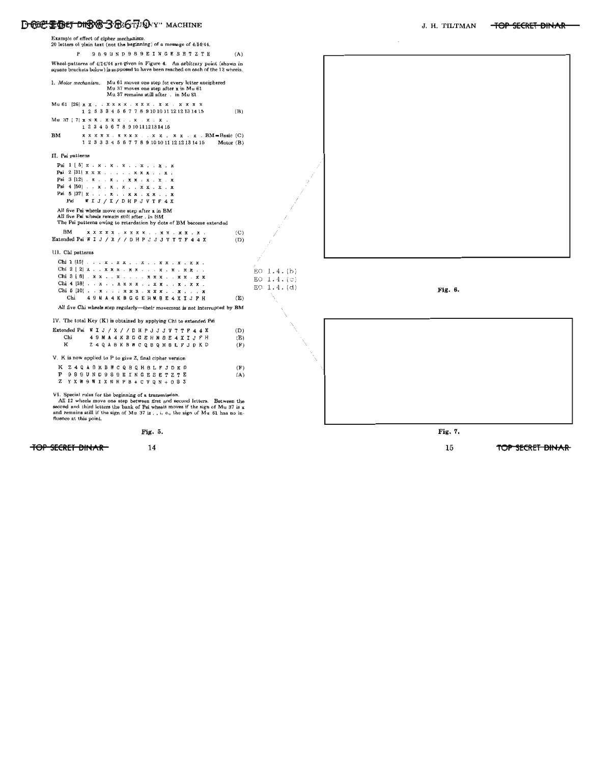Example of effect of cipher mechanism.
20 letters of plain text (not the beginning) of a message of 4/14/44.

```
P     9 8 9 U N D 9 8 9 E I N G E S E T Z T E          (A)
```

Wheel-patterns of 4/14/44 are given in Figure 4. An arbitrary point (shown in square brackets below) is supposed to have been reached on each of the 12 wheels.

I. *Motor mechanism.* Mu 61 moves one step for every letter enciphered
Mu 37 moves one step after x in Mu 61
Mu 37 remains still after . in Mu 61

```
Mu 61 [26] x x . . x x x x . x x x . x x . x x x x
           1 2 3 3 3 4 5 6 7 7 8 9 10 10 11 12 12 13 14 15      (B)
Mu 37 [ 7] x x x . x x x . . x . x . x .
           1 2 3 4 5 6 7 8 9 10 11 12 13 14 15
BM         x x x x x . x x x x . . x x . x x . x . BM=Basic (C)
           1 2 3 3 3 4 5 6 7 7 8 9 10 10 11 12 12 13 14 15  Motor (B)
```

II. Psi patterns

```
Psi 1 [ 5] x . x . x . x . . x . . x . x
Psi 2 [31] x x x . . . . . x x x . . x .
Psi 3 [12] . x . . x . . x x . x . x . x
Psi 4 [50] . . x . x . x . . x x . x . x
Psi 5 [37] x . . . x . . x x . x x . . x
   Psi     W I J / X / D H P J V T F 4 X
```

All five Psi wheels move one step after x in BM
All five Psi wheels remain still after . in BM
The Psi patterns owing to retardation by dots of BM become extended

```
BM            x x x x x . x x x x . . x x . x x . x .     (C)
Extended Psi  W I J / X / / D H P J J J V T T F 4 4 X     (D)
```

III. Chi patterns

```
Chi 1 [15] . . . x . x x . . x . . x x . x . x x .
Chi 2 [ 2] x . . x x x . x x . . . x . x . x x . .
Chi 3 [ 6] . x x . . x . . . . x x x . . x x . x x
Chi 4 [18] . . x . . x x x x . . x x . . x . x x .
Chi 5 [10] . . x . . . x x x . x x x . . x . . . x
   Chi     4 9 M A 4 K B G G E H M 8 E 4 X I J F H     (E)
```

All five Chi wheels step regularly—their movement is not interrupted by BM

IV. The total Key (K) is obtained by applying Chi to extended Psi

```
Extended Psi  W I J / X / / D H P J J J V T T F 4 4 X     (D)
   Chi        4 9 M A 4 K B G G E H M 8 E 4 X I J F H     (E)
   K          Z 4 Q A 8 K B W C Q 8 Q H 8 L F J D K D     (F)
```

V. K is now applied to P to give Z, final cipher version

```
K  Z 4 Q A 8 K B W C Q 8 Q H 8 L F J D K D     (F)
P  9 8 9 U N D 9 8 9 E I N G E S E T Z T E     (A)
Z  Y X W 9 W I X N R P B + C V Q N + 0 8 3
```

VI. Special rules for the beginning of a transmission.
All 12 wheels move one step between first and second letters. Between the second and third letters the bank of Psi wheels moves if the sign of Mu 37 is x and remains still if the sign of Mu 37 is . , i. e., the sign of Mu 61 has no influence at this point.

**Fig. 5.**

EO 1.4.(b)
EO 1.4.(c)
EO 1.4.(d)

**Fig. 6.**

**Fig. 7.**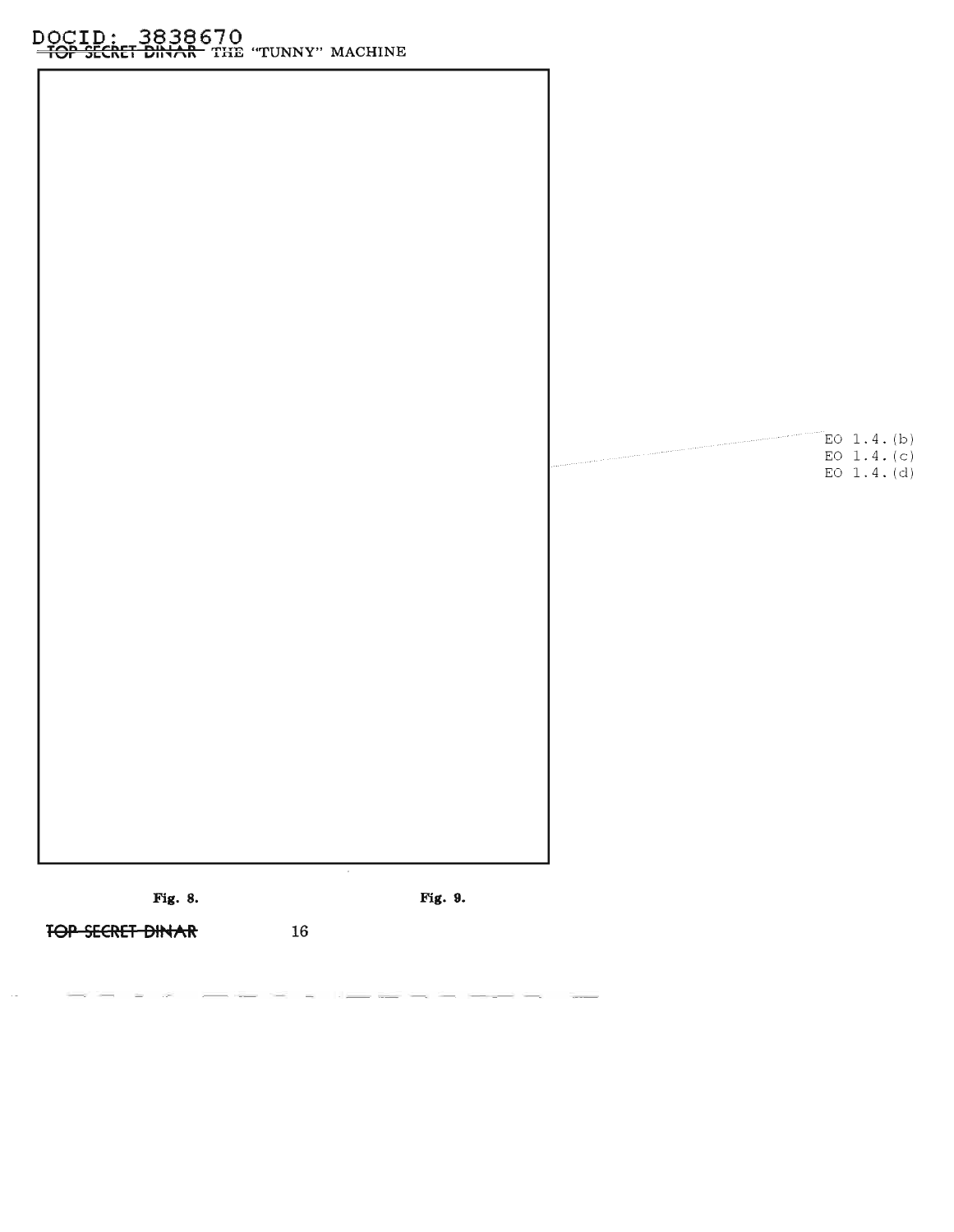EO 1.4.(b)
EO 1.4.(c)
EO 1.4.(d)

**Fig. 8.** **Fig. 9.**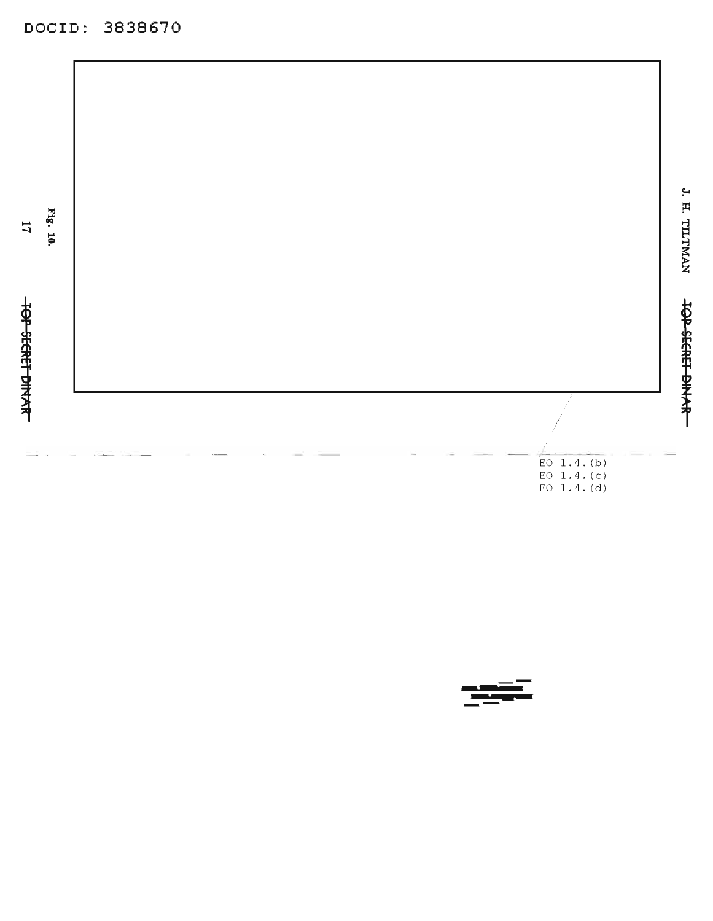Fig. 10.

EO 1.4.(b)
EO 1.4.(c)
EO 1.4.(d)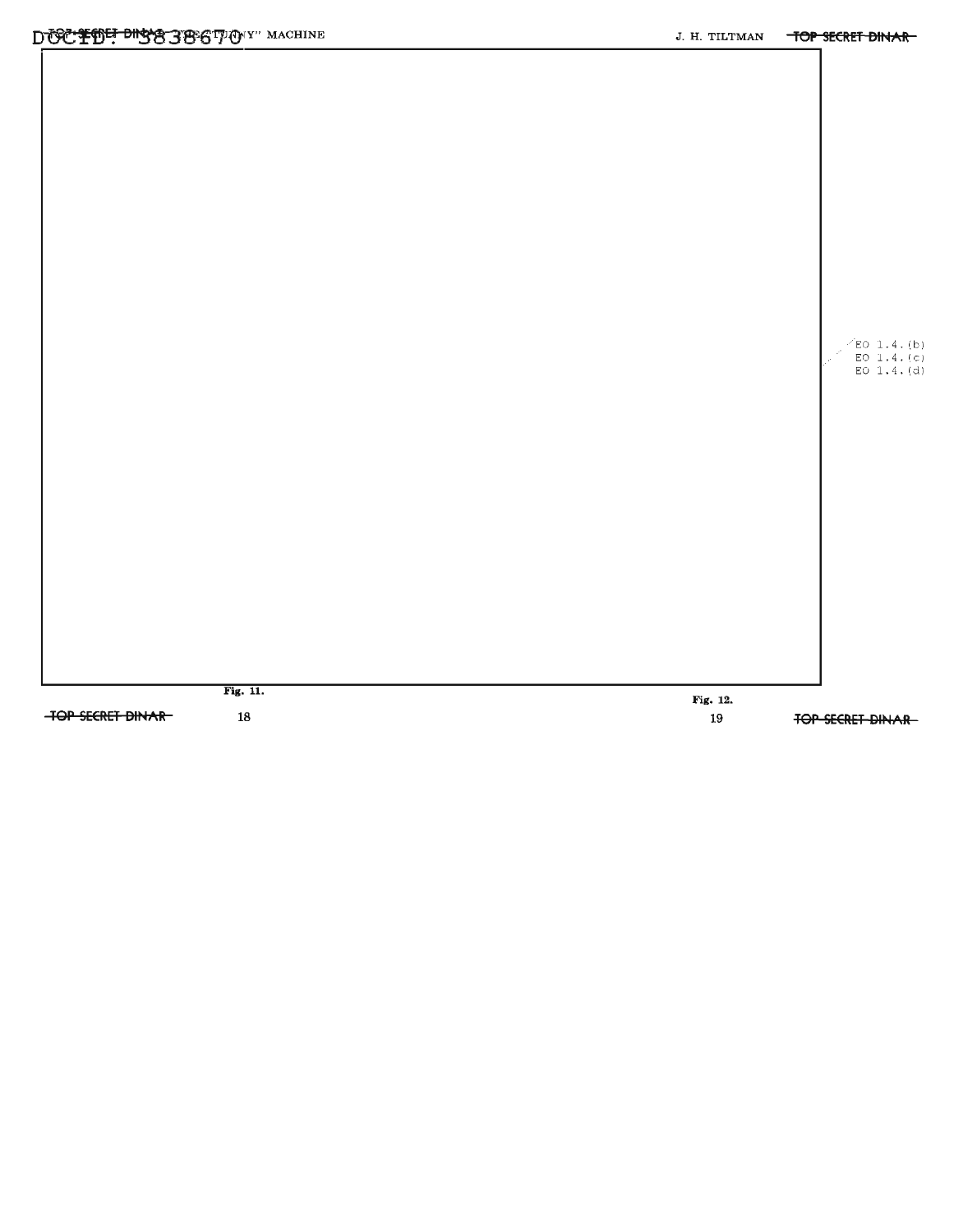EO 1.4.(b)
EO 1.4.(c)
EO 1.4.(d)

Fig. 11.

Fig. 12.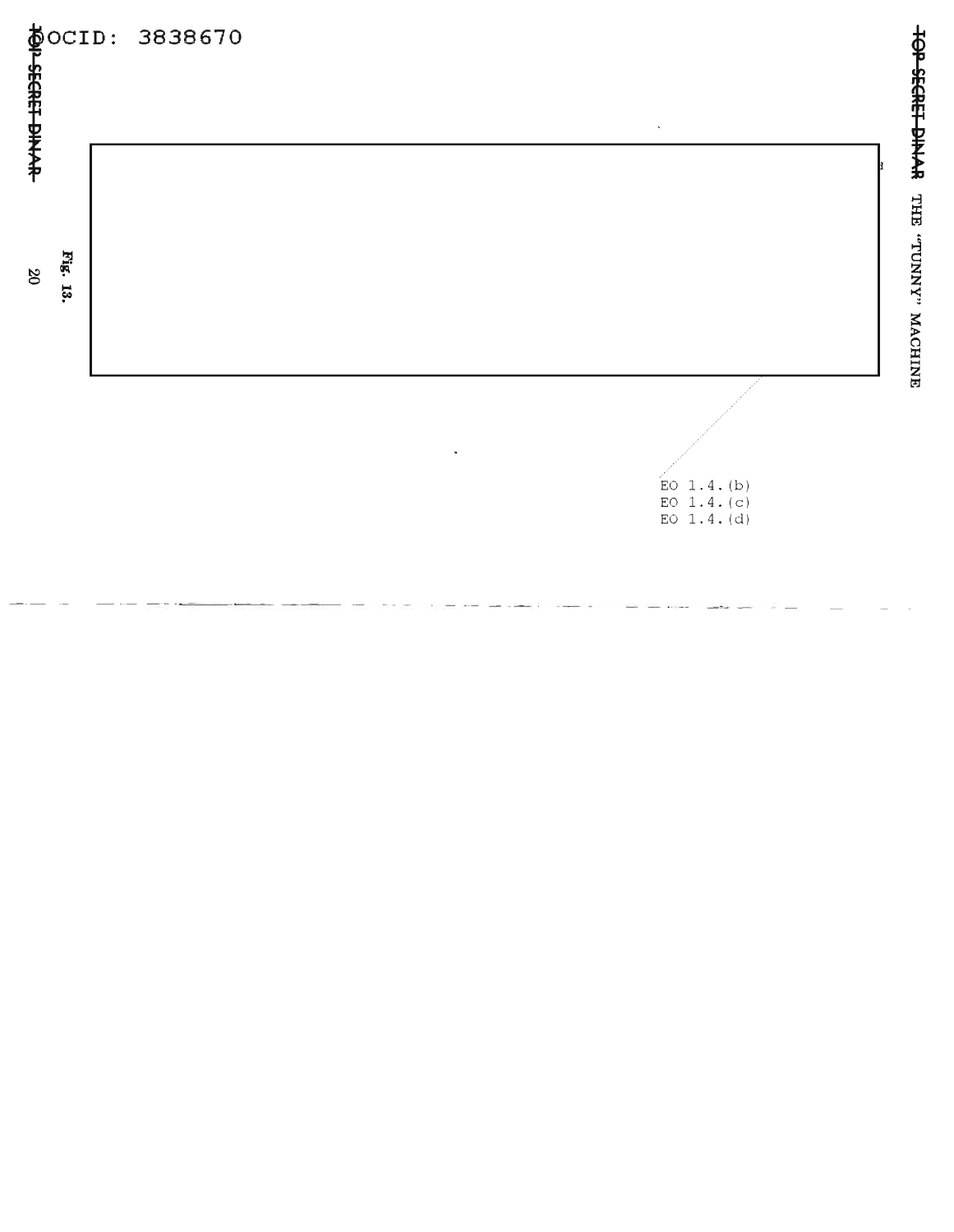Fig. 13.

EO 1.4.(b)
EO 1.4.(c)
EO 1.4.(d)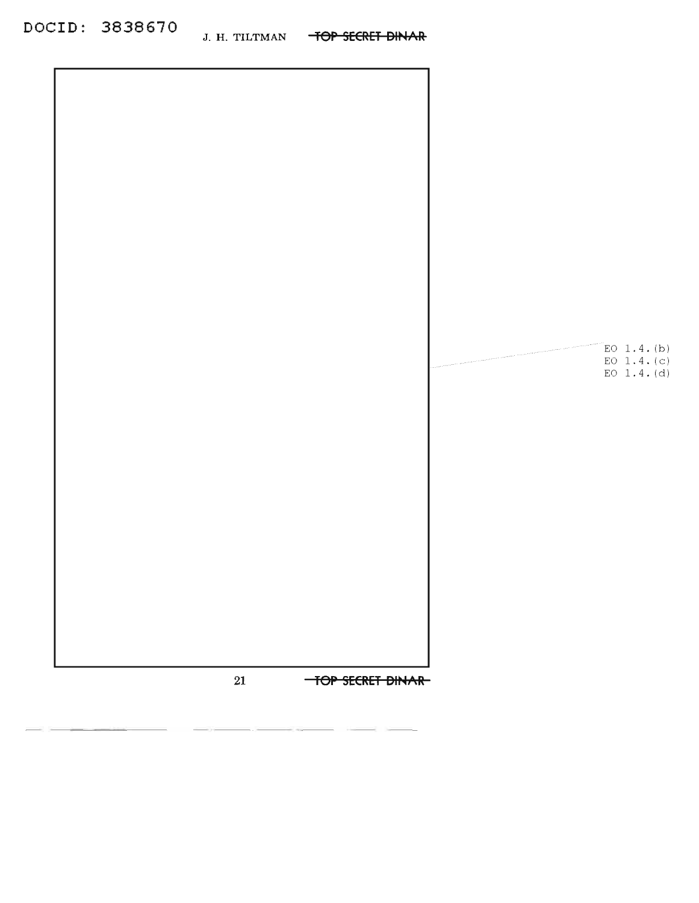EO 1.4.(b)
EO 1.4.(c)
EO 1.4.(d)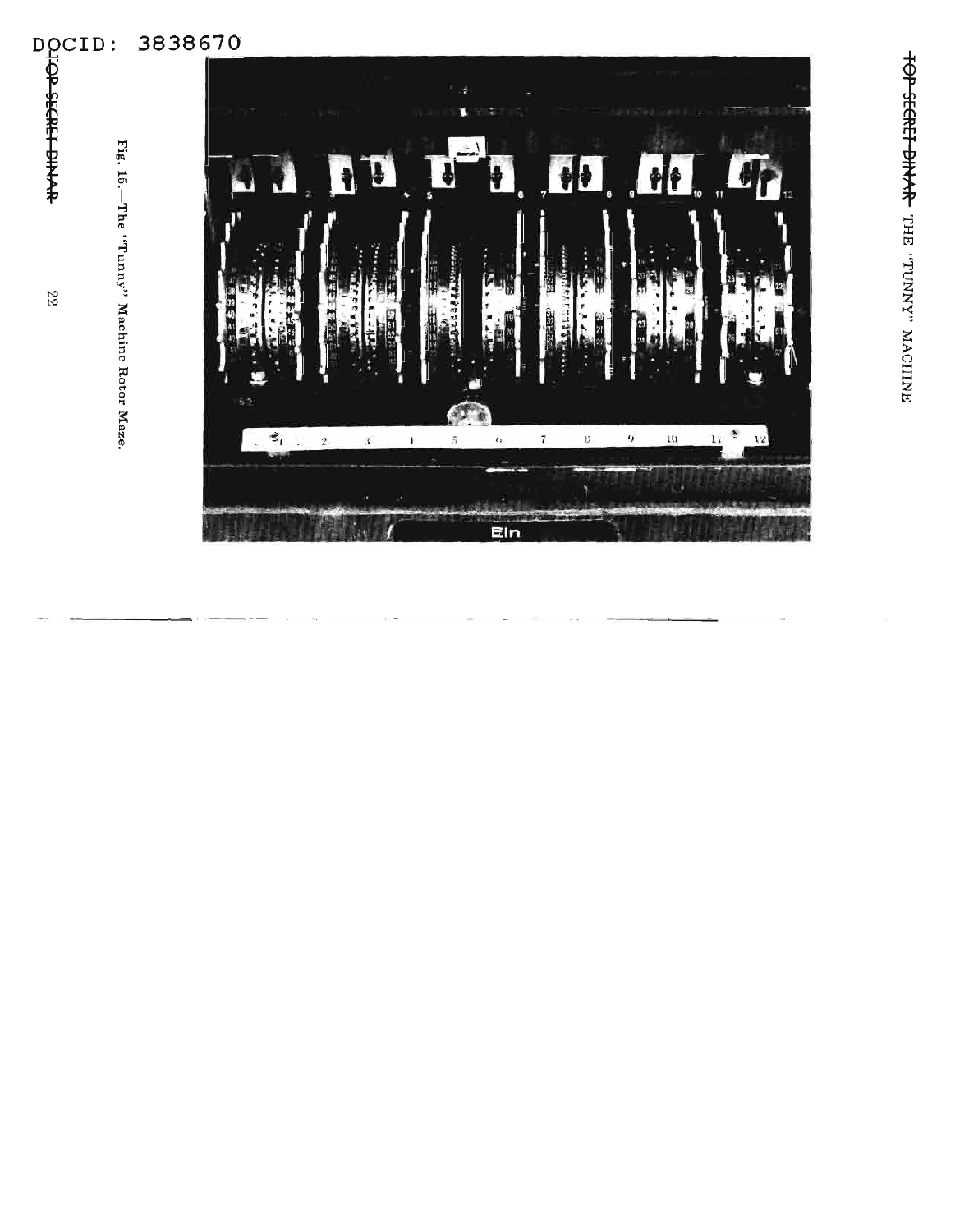Fig. 15.—The "Tunny" Machine Rotor Maze.